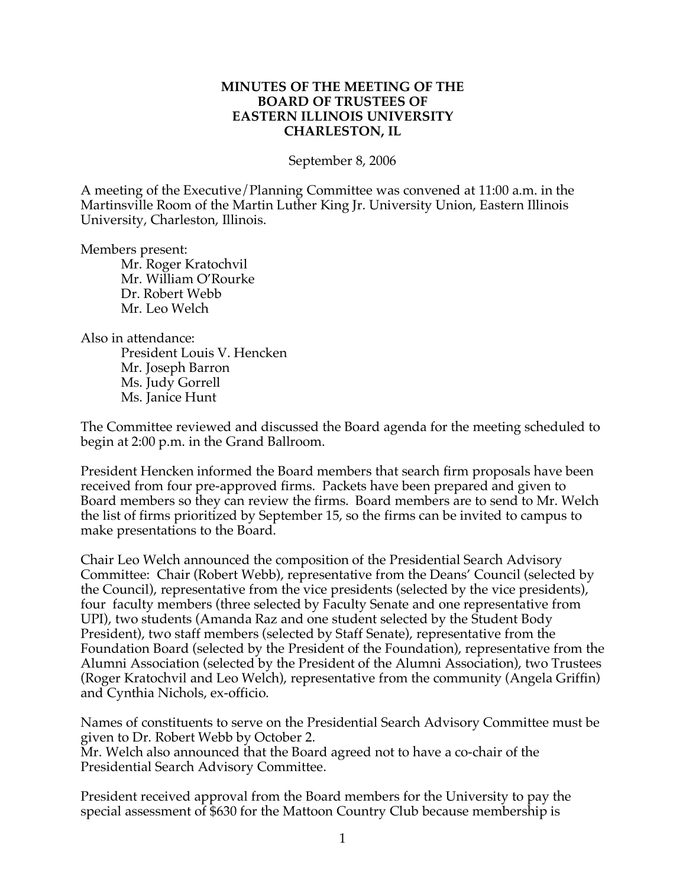**MINUTES OF THE MEETING OF THE**
**BOARD OF TRUSTEES OF**
**EASTERN ILLINOIS UNIVERSITY**
**CHARLESTON, IL**

September 8, 2006

A meeting of the Executive/Planning Committee was convened at 11:00 a.m. in the Martinsville Room of the Martin Luther King Jr. University Union, Eastern Illinois University, Charleston, Illinois.

Members present:

- Mr. Roger Kratochvil
- Mr. William O'Rourke
- Dr. Robert Webb
- Mr. Leo Welch

Also in attendance:

- President Louis V. Hencken
- Mr. Joseph Barron
- Ms. Judy Gorrell
- Ms. Janice Hunt

The Committee reviewed and discussed the Board agenda for the meeting scheduled to begin at 2:00 p.m. in the Grand Ballroom.

President Hencken informed the Board members that search firm proposals have been received from four pre-approved firms. Packets have been prepared and given to Board members so they can review the firms. Board members are to send to Mr. Welch the list of firms prioritized by September 15, so the firms can be invited to campus to make presentations to the Board.

Chair Leo Welch announced the composition of the Presidential Search Advisory Committee: Chair (Robert Webb), representative from the Deans' Council (selected by the Council), representative from the vice presidents (selected by the vice presidents), four faculty members (three selected by Faculty Senate and one representative from UPI), two students (Amanda Raz and one student selected by the Student Body President), two staff members (selected by Staff Senate), representative from the Foundation Board (selected by the President of the Foundation), representative from the Alumni Association (selected by the President of the Alumni Association), two Trustees (Roger Kratochvil and Leo Welch), representative from the community (Angela Griffin) and Cynthia Nichols, ex-officio.

Names of constituents to serve on the Presidential Search Advisory Committee must be given to Dr. Robert Webb by October 2.
Mr. Welch also announced that the Board agreed not to have a co-chair of the Presidential Search Advisory Committee.

President received approval from the Board members for the University to pay the special assessment of $630 for the Mattoon Country Club because membership is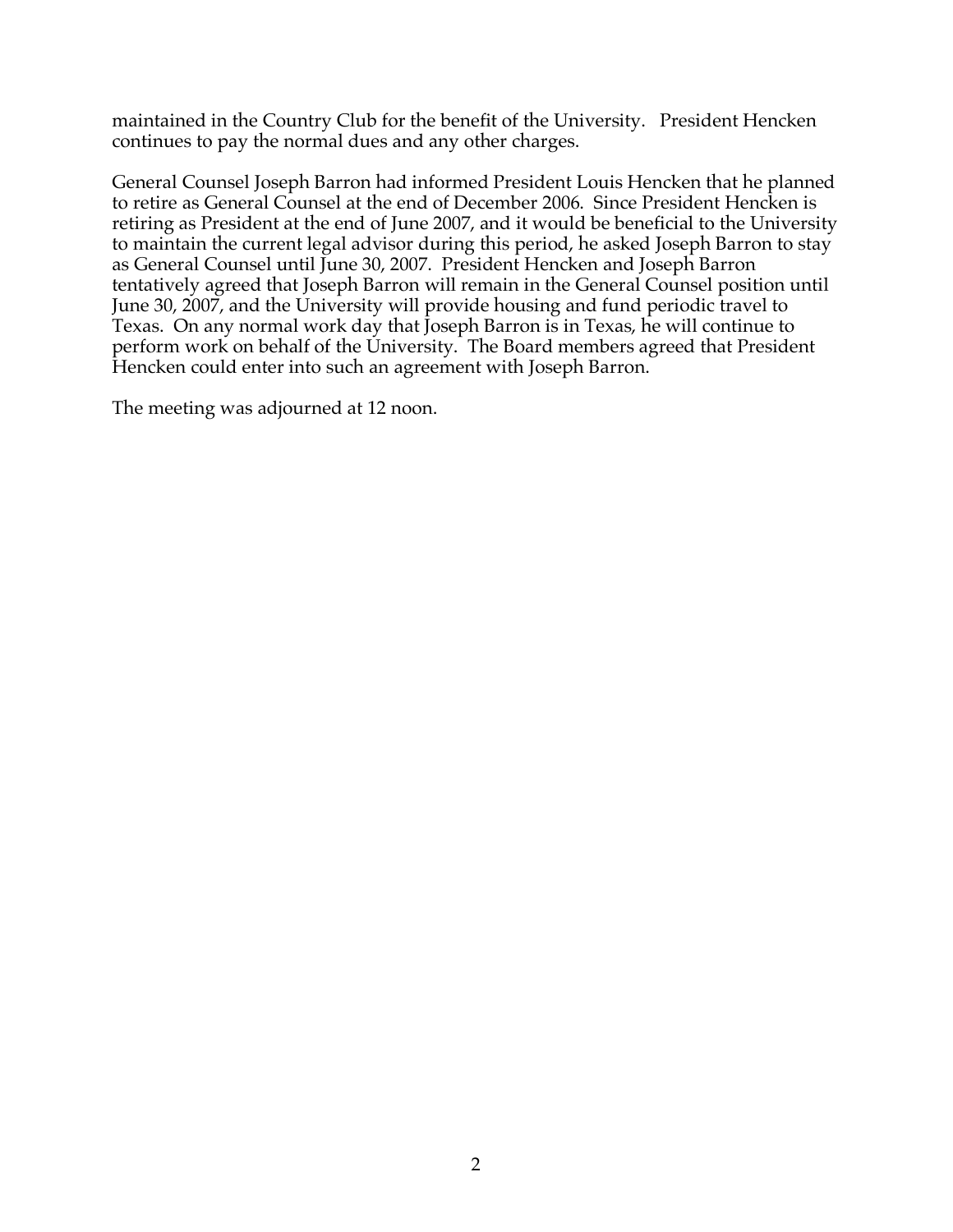maintained in the Country Club for the benefit of the University. President Hencken continues to pay the normal dues and any other charges.

General Counsel Joseph Barron had informed President Louis Hencken that he planned to retire as General Counsel at the end of December 2006. Since President Hencken is retiring as President at the end of June 2007, and it would be beneficial to the University to maintain the current legal advisor during this period, he asked Joseph Barron to stay as General Counsel until June 30, 2007. President Hencken and Joseph Barron tentatively agreed that Joseph Barron will remain in the General Counsel position until June 30, 2007, and the University will provide housing and fund periodic travel to Texas. On any normal work day that Joseph Barron is in Texas, he will continue to perform work on behalf of the University. The Board members agreed that President Hencken could enter into such an agreement with Joseph Barron.

The meeting was adjourned at 12 noon.